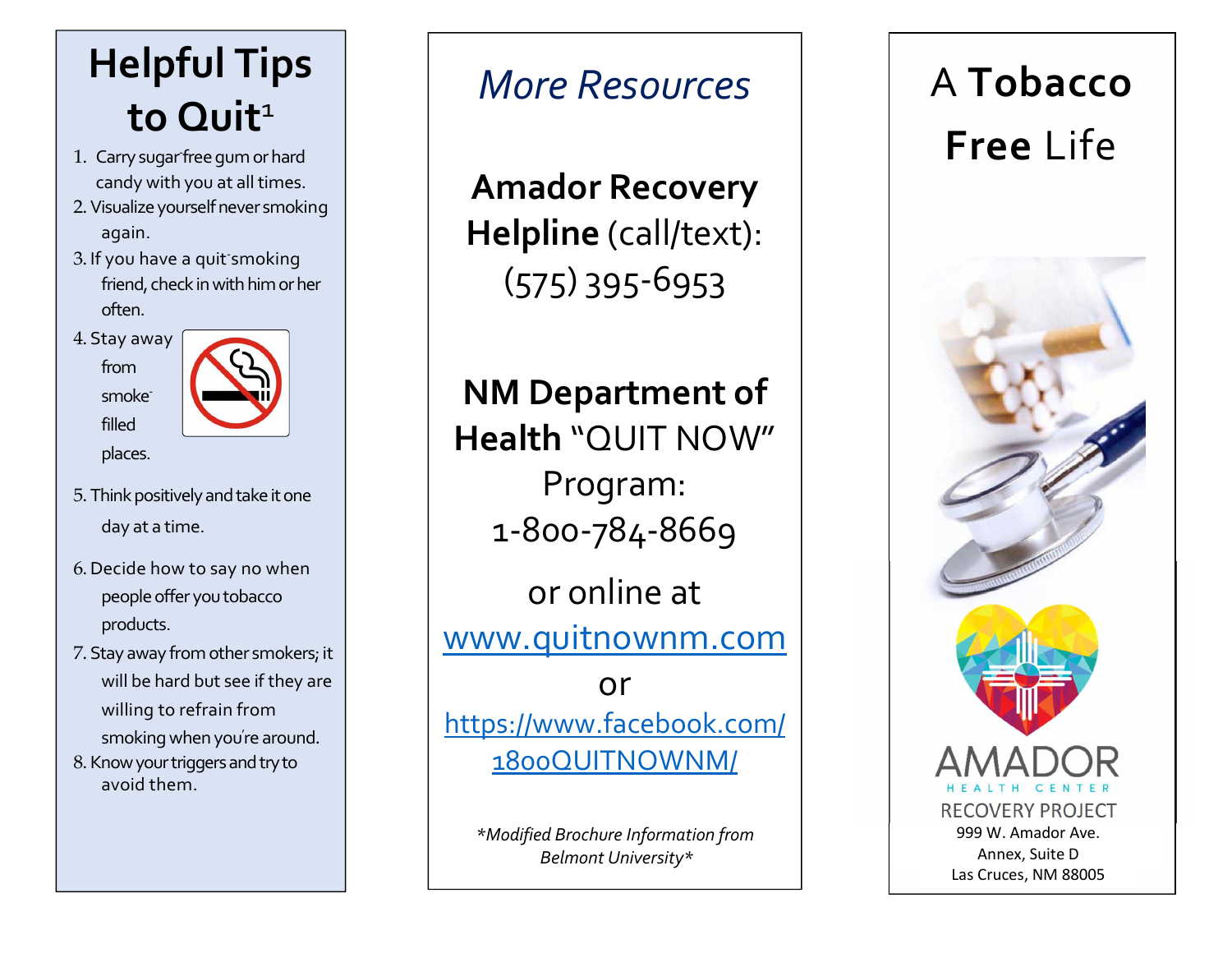# Helpful Tips to Quit[1]

1. Carry sugar-free gum or hard candy with you at all times.
2. Visualize yourself never smoking again.
3. If you have a quit-smoking friend, check in with him or her often.
4. Stay away from smoke-filled places.
5. Think positively and take it one day at a time.
6. Decide how to say no when people offer you tobacco products.
7. Stay away from other smokers; it will be hard but see if they are willing to refrain from smoking when you're around.
8. Know your triggers and try to avoid them.

## *More Resources*

**Amador Recovery Helpline** (call/text):
(575) 395-6953

**NM Department of Health** "QUIT NOW" Program:
1-800-784-8669

or online at
www.quitnownm.com

or
https://www.facebook.com/1800QUITNOWNM/

*\*Modified Brochure Information from Belmont University\**

# A **Tobacco Free** Life

AMADOR
HEALTH CENTER
RECOVERY PROJECT
999 W. Amador Ave.
Annex, Suite D
Las Cruces, NM 88005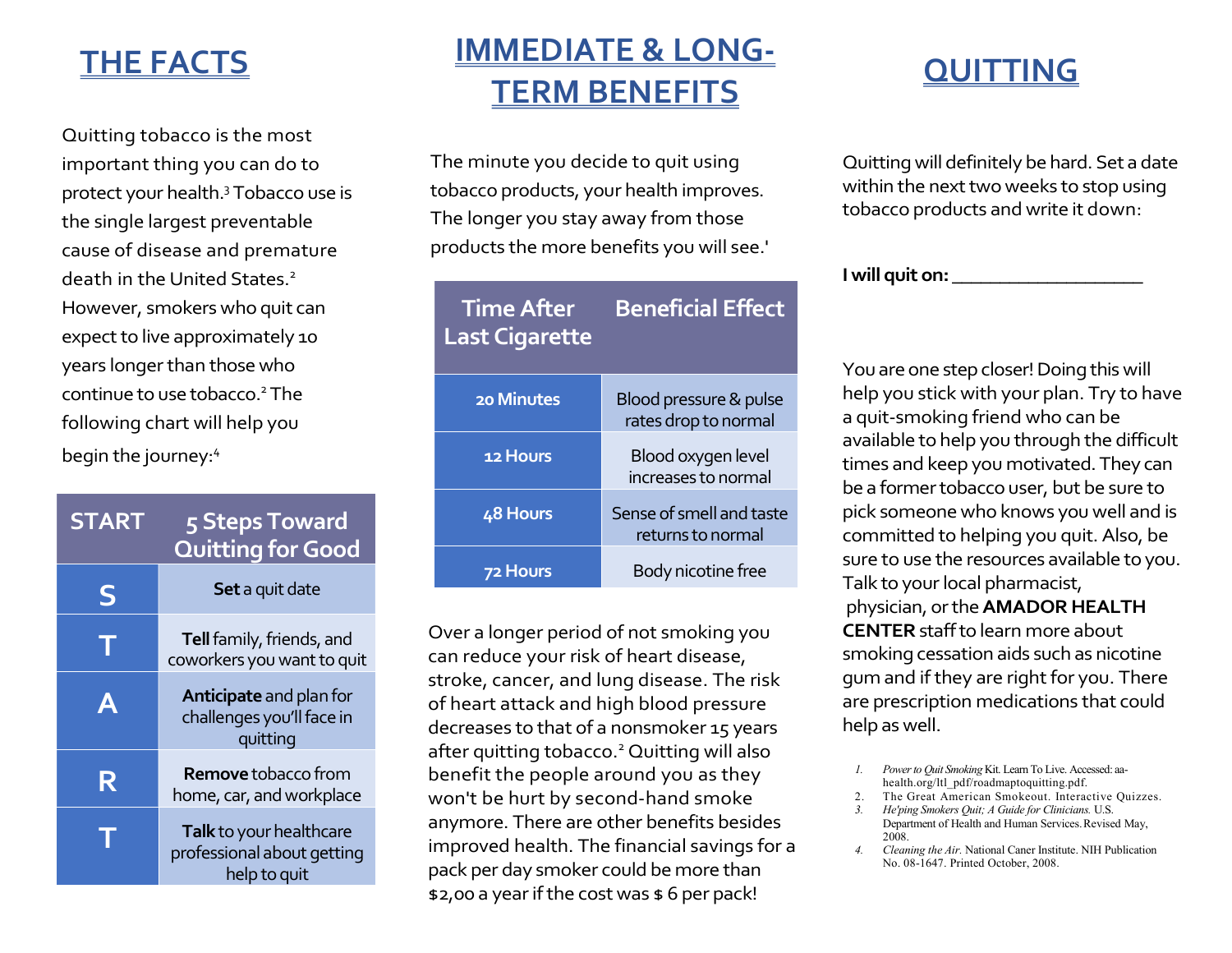# THE FACTS

Quitting tobacco is the most important thing you can do to protect your health.[3] Tobacco use is the single largest preventable cause of disease and premature death in the United States.[2] However, smokers who quit can expect to live approximately 10 years longer than those who continue to use tobacco.[2] The following chart will help you begin the journey:[4]

| START | 5 Steps Toward Quitting for Good |
|---|---|
| S | **Set** a quit date |
| T | **Tell** family, friends, and coworkers you want to quit |
| A | **Anticipate** and plan for challenges you'll face in quitting |
| R | **Remove** tobacco from home, car, and workplace |
| T | **Talk** to your healthcare professional about getting help to quit |

# IMMEDIATE & LONG-TERM BENEFITS

The minute you decide to quit using tobacco products, your health improves. The longer you stay away from those products the more benefits you will see.'

| Time After Last Cigarette | Beneficial Effect |
|---|---|
| 20 Minutes | Blood pressure & pulse rates drop to normal |
| 12 Hours | Blood oxygen level increases to normal |
| 48 Hours | Sense of smell and taste returns to normal |
| 72 Hours | Body nicotine free |

Over a longer period of not smoking you can reduce your risk of heart disease, stroke, cancer, and lung disease. The risk of heart attack and high blood pressure decreases to that of a nonsmoker 15 years after quitting tobacco.[2] Quitting will also benefit the people around you as they won't be hurt by second-hand smoke anymore. There are other benefits besides improved health. The financial savings for a pack per day smoker could be more than $2,00 a year if the cost was $ 6 per pack!

# QUITTING

Quitting will definitely be hard. Set a date within the next two weeks to stop using tobacco products and write it down:

**I will quit on: ____________________**

You are one step closer! Doing this will help you stick with your plan. Try to have a quit-smoking friend who can be available to help you through the difficult times and keep you motivated. They can be a former tobacco user, but be sure to pick someone who knows you well and is committed to helping you quit. Also, be sure to use the resources available to you. Talk to your local pharmacist, physician, or the **AMADOR HEALTH CENTER** staff to learn more about smoking cessation aids such as nicotine gum and if they are right for you. There are prescription medications that could help as well.

1. *Power to Quit Smoking* Kit. Learn To Live. Accessed: aa-health.org/ltl_pdf/roadmaptoquitting.pdf.
2. The Great American Smokeout. Interactive Quizzes.
3. *He'ping Smokers Quit; A Guide for Clinicians.* U.S. Department of Health and Human Services. Revised May, 2008.
4. *Cleaning the Air.* National Caner Institute. NIH Publication No. 08-1647. Printed October, 2008.